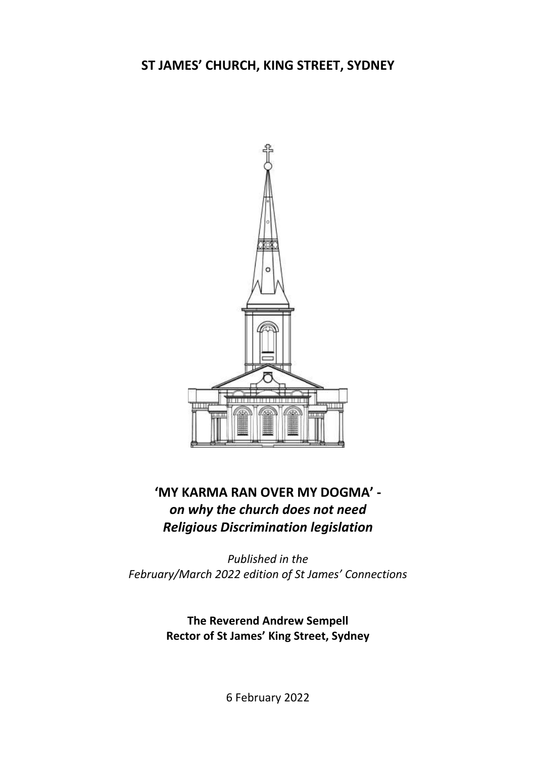**ST JAMES' CHURCH, KING STREET, SYDNEY**

# 'MY KARMA RAN OVER MY DOGMA' - *on why the church does not need Religious Discrimination legislation*

*Published in the February/March 2022 edition of St James' Connections*

**The Reverend Andrew Sempell**
**Rector of St James' King Street, Sydney**

6 February 2022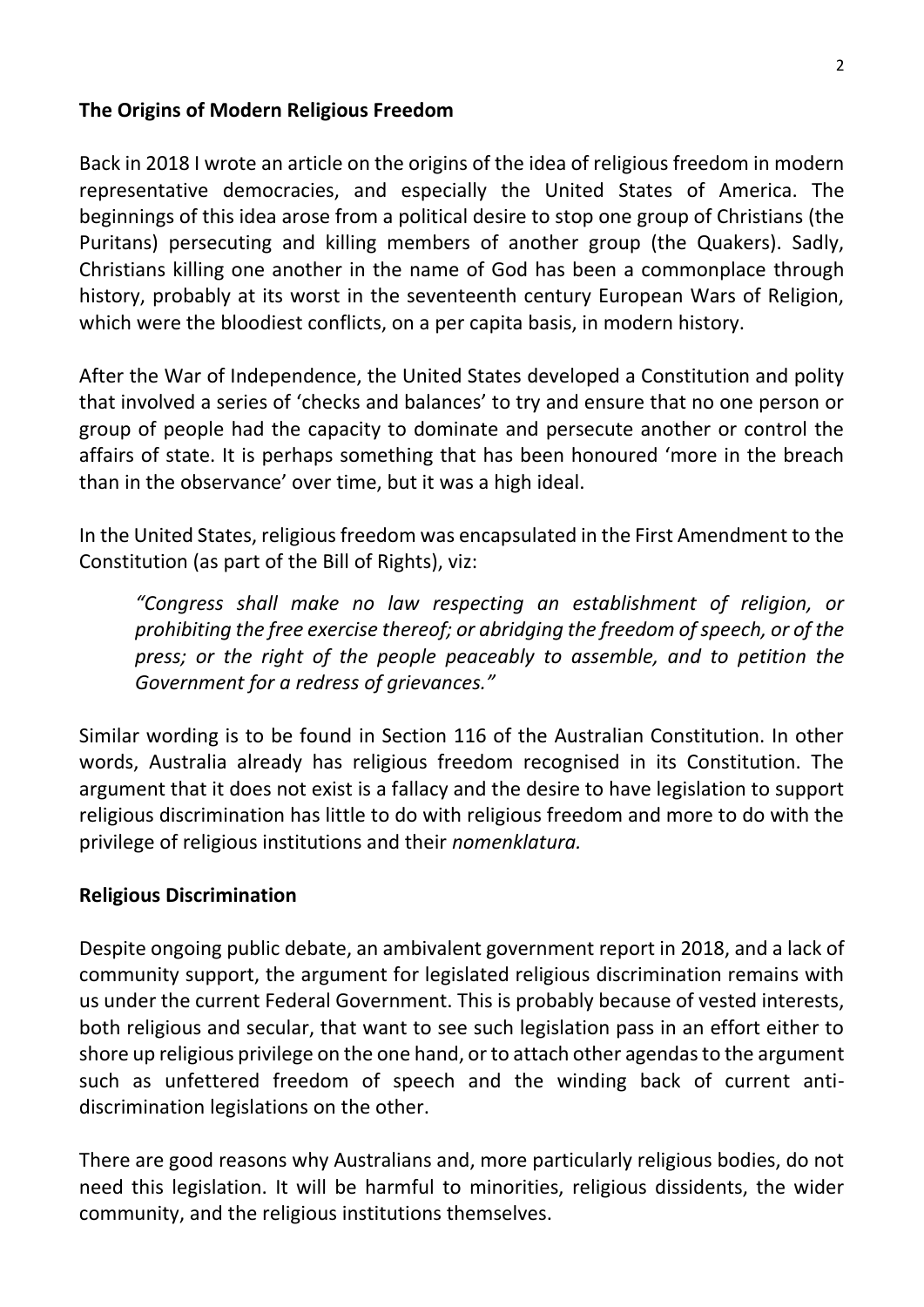## The Origins of Modern Religious Freedom

Back in 2018 I wrote an article on the origins of the idea of religious freedom in modern representative democracies, and especially the United States of America. The beginnings of this idea arose from a political desire to stop one group of Christians (the Puritans) persecuting and killing members of another group (the Quakers). Sadly, Christians killing one another in the name of God has been a commonplace through history, probably at its worst in the seventeenth century European Wars of Religion, which were the bloodiest conflicts, on a per capita basis, in modern history.

After the War of Independence, the United States developed a Constitution and polity that involved a series of 'checks and balances' to try and ensure that no one person or group of people had the capacity to dominate and persecute another or control the affairs of state. It is perhaps something that has been honoured 'more in the breach than in the observance' over time, but it was a high ideal.

In the United States, religious freedom was encapsulated in the First Amendment to the Constitution (as part of the Bill of Rights), viz:

> *"Congress shall make no law respecting an establishment of religion, or prohibiting the free exercise thereof; or abridging the freedom of speech, or of the press; or the right of the people peaceably to assemble, and to petition the Government for a redress of grievances."*

Similar wording is to be found in Section 116 of the Australian Constitution. In other words, Australia already has religious freedom recognised in its Constitution. The argument that it does not exist is a fallacy and the desire to have legislation to support religious discrimination has little to do with religious freedom and more to do with the privilege of religious institutions and their *nomenklatura.*

## Religious Discrimination

Despite ongoing public debate, an ambivalent government report in 2018, and a lack of community support, the argument for legislated religious discrimination remains with us under the current Federal Government. This is probably because of vested interests, both religious and secular, that want to see such legislation pass in an effort either to shore up religious privilege on the one hand, or to attach other agendas to the argument such as unfettered freedom of speech and the winding back of current anti-discrimination legislations on the other.

There are good reasons why Australians and, more particularly religious bodies, do not need this legislation. It will be harmful to minorities, religious dissidents, the wider community, and the religious institutions themselves.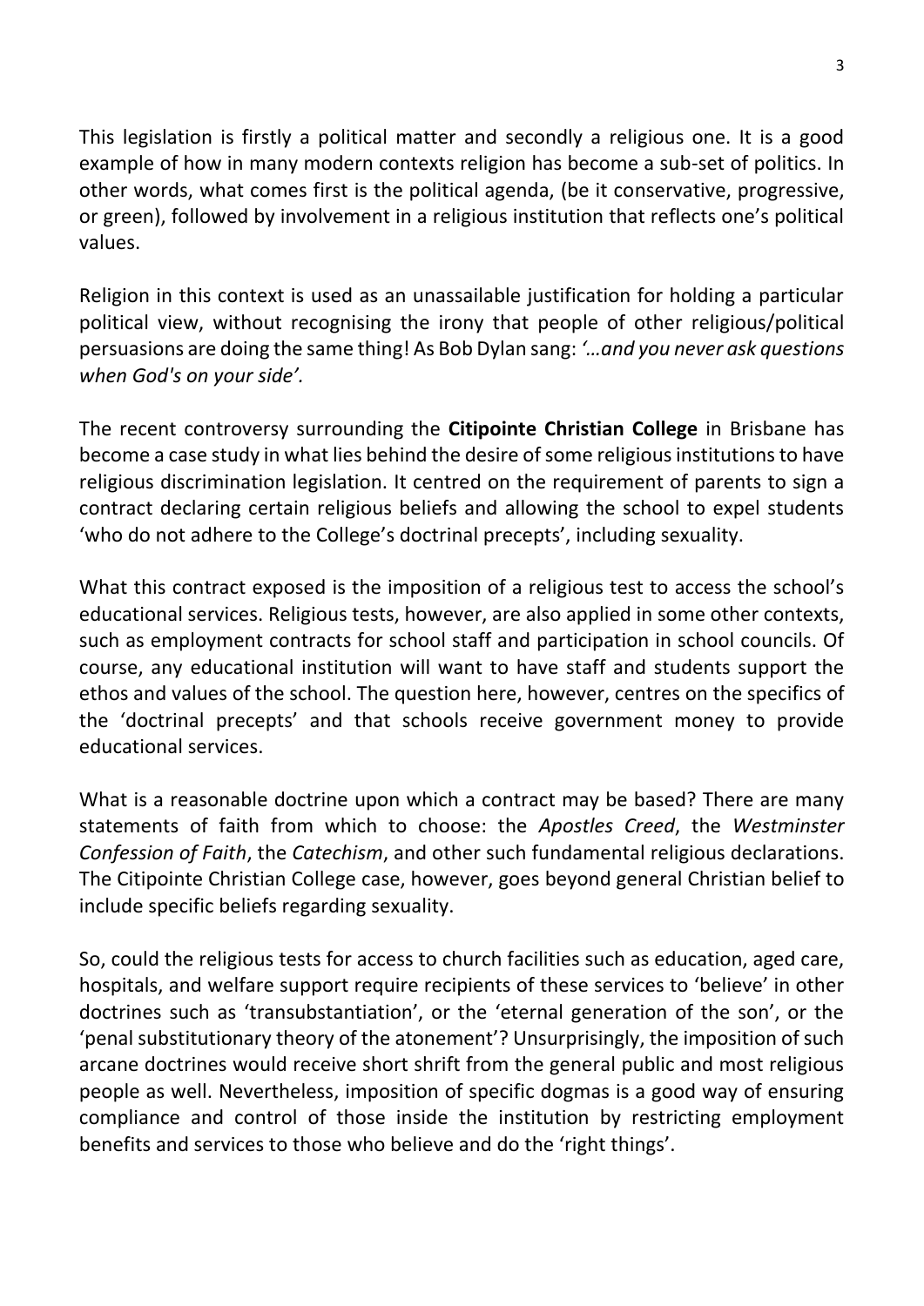This legislation is firstly a political matter and secondly a religious one. It is a good example of how in many modern contexts religion has become a sub-set of politics. In other words, what comes first is the political agenda, (be it conservative, progressive, or green), followed by involvement in a religious institution that reflects one's political values.

Religion in this context is used as an unassailable justification for holding a particular political view, without recognising the irony that people of other religious/political persuasions are doing the same thing! As Bob Dylan sang: *'…and you never ask questions when God's on your side'.*

The recent controversy surrounding the **Citipointe Christian College** in Brisbane has become a case study in what lies behind the desire of some religious institutions to have religious discrimination legislation. It centred on the requirement of parents to sign a contract declaring certain religious beliefs and allowing the school to expel students 'who do not adhere to the College's doctrinal precepts', including sexuality.

What this contract exposed is the imposition of a religious test to access the school's educational services. Religious tests, however, are also applied in some other contexts, such as employment contracts for school staff and participation in school councils. Of course, any educational institution will want to have staff and students support the ethos and values of the school. The question here, however, centres on the specifics of the 'doctrinal precepts' and that schools receive government money to provide educational services.

What is a reasonable doctrine upon which a contract may be based? There are many statements of faith from which to choose: the *Apostles Creed*, the *Westminster Confession of Faith*, the *Catechism*, and other such fundamental religious declarations. The Citipointe Christian College case, however, goes beyond general Christian belief to include specific beliefs regarding sexuality.

So, could the religious tests for access to church facilities such as education, aged care, hospitals, and welfare support require recipients of these services to 'believe' in other doctrines such as 'transubstantiation', or the 'eternal generation of the son', or the 'penal substitutionary theory of the atonement'? Unsurprisingly, the imposition of such arcane doctrines would receive short shrift from the general public and most religious people as well. Nevertheless, imposition of specific dogmas is a good way of ensuring compliance and control of those inside the institution by restricting employment benefits and services to those who believe and do the 'right things'.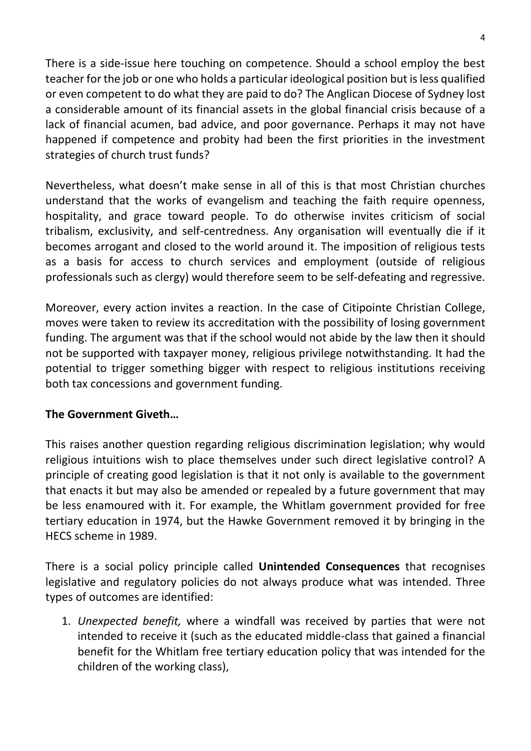There is a side-issue here touching on competence. Should a school employ the best teacher for the job or one who holds a particular ideological position but is less qualified or even competent to do what they are paid to do? The Anglican Diocese of Sydney lost a considerable amount of its financial assets in the global financial crisis because of a lack of financial acumen, bad advice, and poor governance. Perhaps it may not have happened if competence and probity had been the first priorities in the investment strategies of church trust funds?

Nevertheless, what doesn't make sense in all of this is that most Christian churches understand that the works of evangelism and teaching the faith require openness, hospitality, and grace toward people. To do otherwise invites criticism of social tribalism, exclusivity, and self-centredness. Any organisation will eventually die if it becomes arrogant and closed to the world around it. The imposition of religious tests as a basis for access to church services and employment (outside of religious professionals such as clergy) would therefore seem to be self-defeating and regressive.

Moreover, every action invites a reaction. In the case of Citipointe Christian College, moves were taken to review its accreditation with the possibility of losing government funding. The argument was that if the school would not abide by the law then it should not be supported with taxpayer money, religious privilege notwithstanding. It had the potential to trigger something bigger with respect to religious institutions receiving both tax concessions and government funding.

**The Government Giveth…**

This raises another question regarding religious discrimination legislation; why would religious intuitions wish to place themselves under such direct legislative control? A principle of creating good legislation is that it not only is available to the government that enacts it but may also be amended or repealed by a future government that may be less enamoured with it. For example, the Whitlam government provided for free tertiary education in 1974, but the Hawke Government removed it by bringing in the HECS scheme in 1989.

There is a social policy principle called **Unintended Consequences** that recognises legislative and regulatory policies do not always produce what was intended. Three types of outcomes are identified:

1. *Unexpected benefit,* where a windfall was received by parties that were not intended to receive it (such as the educated middle-class that gained a financial benefit for the Whitlam free tertiary education policy that was intended for the children of the working class),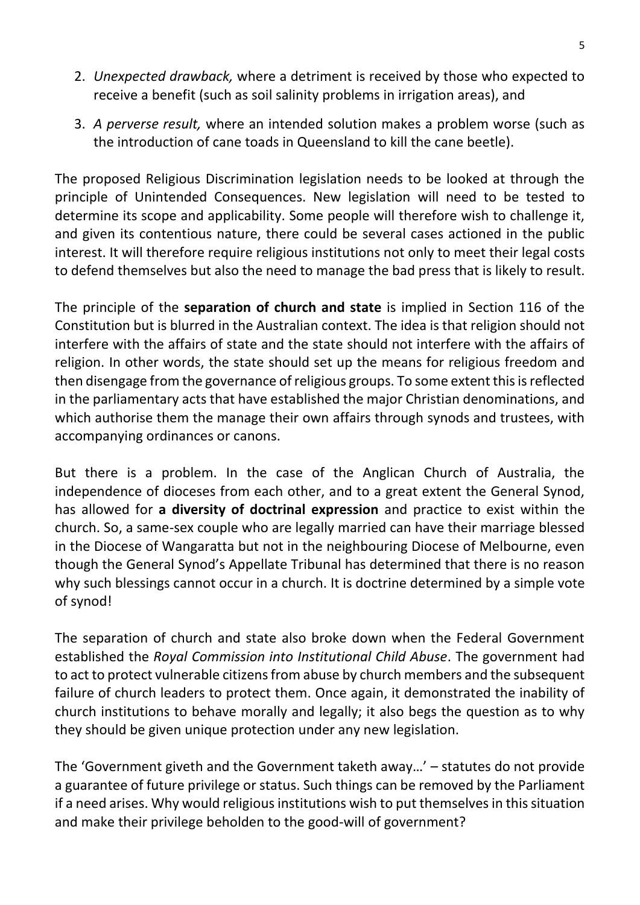2. *Unexpected drawback,* where a detriment is received by those who expected to receive a benefit (such as soil salinity problems in irrigation areas), and

3. *A perverse result,* where an intended solution makes a problem worse (such as the introduction of cane toads in Queensland to kill the cane beetle).

The proposed Religious Discrimination legislation needs to be looked at through the principle of Unintended Consequences. New legislation will need to be tested to determine its scope and applicability. Some people will therefore wish to challenge it, and given its contentious nature, there could be several cases actioned in the public interest. It will therefore require religious institutions not only to meet their legal costs to defend themselves but also the need to manage the bad press that is likely to result.

The principle of the **separation of church and state** is implied in Section 116 of the Constitution but is blurred in the Australian context. The idea is that religion should not interfere with the affairs of state and the state should not interfere with the affairs of religion. In other words, the state should set up the means for religious freedom and then disengage from the governance of religious groups. To some extent this is reflected in the parliamentary acts that have established the major Christian denominations, and which authorise them the manage their own affairs through synods and trustees, with accompanying ordinances or canons.

But there is a problem. In the case of the Anglican Church of Australia, the independence of dioceses from each other, and to a great extent the General Synod, has allowed for **a diversity of doctrinal expression** and practice to exist within the church. So, a same-sex couple who are legally married can have their marriage blessed in the Diocese of Wangaratta but not in the neighbouring Diocese of Melbourne, even though the General Synod's Appellate Tribunal has determined that there is no reason why such blessings cannot occur in a church. It is doctrine determined by a simple vote of synod!

The separation of church and state also broke down when the Federal Government established the *Royal Commission into Institutional Child Abuse*. The government had to act to protect vulnerable citizens from abuse by church members and the subsequent failure of church leaders to protect them. Once again, it demonstrated the inability of church institutions to behave morally and legally; it also begs the question as to why they should be given unique protection under any new legislation.

The 'Government giveth and the Government taketh away…' – statutes do not provide a guarantee of future privilege or status. Such things can be removed by the Parliament if a need arises. Why would religious institutions wish to put themselves in this situation and make their privilege beholden to the good-will of government?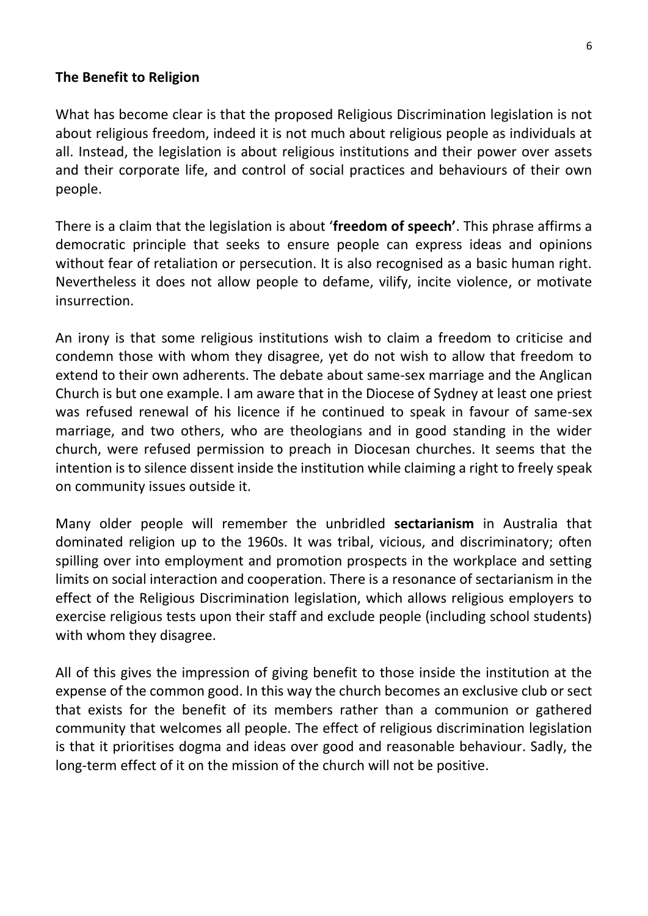**The Benefit to Religion**

What has become clear is that the proposed Religious Discrimination legislation is not about religious freedom, indeed it is not much about religious people as individuals at all. Instead, the legislation is about religious institutions and their power over assets and their corporate life, and control of social practices and behaviours of their own people.

There is a claim that the legislation is about '**freedom of speech'**. This phrase affirms a democratic principle that seeks to ensure people can express ideas and opinions without fear of retaliation or persecution. It is also recognised as a basic human right. Nevertheless it does not allow people to defame, vilify, incite violence, or motivate insurrection.

An irony is that some religious institutions wish to claim a freedom to criticise and condemn those with whom they disagree, yet do not wish to allow that freedom to extend to their own adherents. The debate about same-sex marriage and the Anglican Church is but one example. I am aware that in the Diocese of Sydney at least one priest was refused renewal of his licence if he continued to speak in favour of same-sex marriage, and two others, who are theologians and in good standing in the wider church, were refused permission to preach in Diocesan churches. It seems that the intention is to silence dissent inside the institution while claiming a right to freely speak on community issues outside it.

Many older people will remember the unbridled **sectarianism** in Australia that dominated religion up to the 1960s. It was tribal, vicious, and discriminatory; often spilling over into employment and promotion prospects in the workplace and setting limits on social interaction and cooperation. There is a resonance of sectarianism in the effect of the Religious Discrimination legislation, which allows religious employers to exercise religious tests upon their staff and exclude people (including school students) with whom they disagree.

All of this gives the impression of giving benefit to those inside the institution at the expense of the common good. In this way the church becomes an exclusive club or sect that exists for the benefit of its members rather than a communion or gathered community that welcomes all people. The effect of religious discrimination legislation is that it prioritises dogma and ideas over good and reasonable behaviour. Sadly, the long-term effect of it on the mission of the church will not be positive.